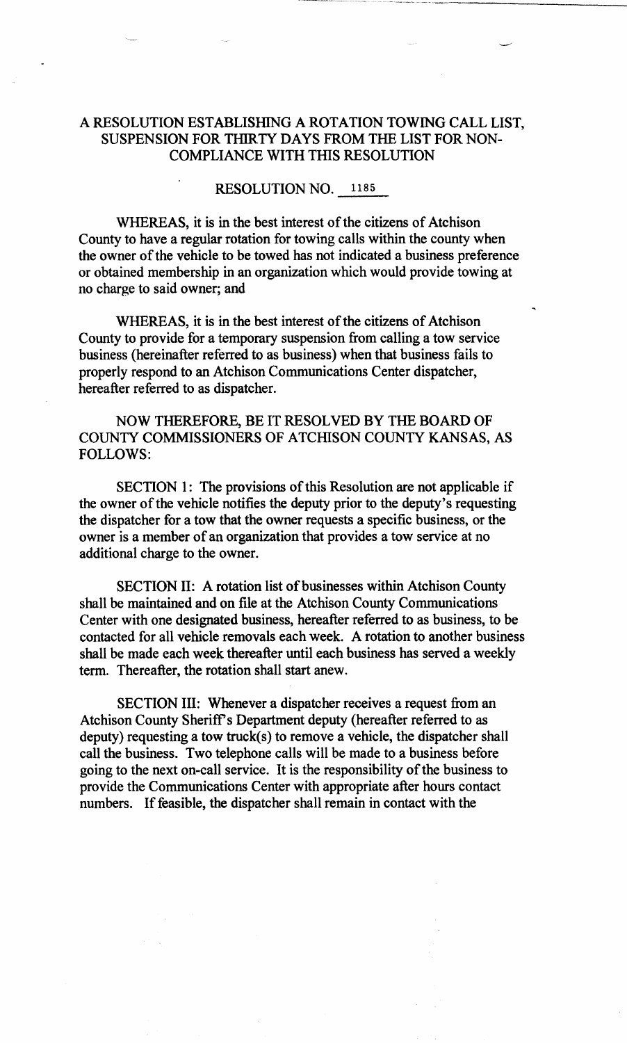# A RESOLUTION ESTABLISHING A ROTATION TOWING CALL LIST, SUSPENSION FOR THIRTY DAYS FROM THE LIST FOR NON-COMPLIANCE WITH THIS RESOLUTION

## RESOLUTION NO. 1185

WHEREAS, it is in the best interest of the citizens of Atchison County to have a regular rotation for towing calls within the county when the owner of the vehicle to be towed has not indicated a business preference or obtained membership in an organization which would provide towing at no charge to said owner; and

WHEREAS, it is in the best interest of the citizens of Atchison County to provide for a temporary suspension from calling a tow service business (hereinafter referred to as business) when that business fails to properly respond to an Atchison Communications Center dispatcher, hereafter referred to as dispatcher.

NOW THEREFORE, BE IT RESOLVED BY THE BOARD OF COUNTY COMMISSIONERS OF ATCHISON COUNTY KANSAS, AS FOLLOWS:

SECTION 1: The provisions of this Resolution are not applicable if the owner of the vehicle notifies the deputy prior to the deputy's requesting the dispatcher for a tow that the owner requests a specific business, or the owner is a member of an organization that provides a tow service at no additional charge to the owner.

SECTION II: A rotation list of businesses within Atchison County shall be maintained and on file at the Atchison County Communications Center with one designated business, hereafter referred to as business, to be contacted for all vehicle removals each week. A rotation to another business shall be made each week thereafter until each business has served a weekly term. Thereafter, the rotation shall start anew.

SECTION III: Whenever a dispatcher receives a request from an Atchison County Sheriff's Department deputy (hereafter referred to as deputy) requesting a tow truck(s) to remove a vehicle, the dispatcher shall call the business. Two telephone calls will be made to a business before going to the next on-call service. It is the responsibility of the business to provide the Communications Center with appropriate after hours contact numbers. If feasible, the dispatcher shall remain in contact with the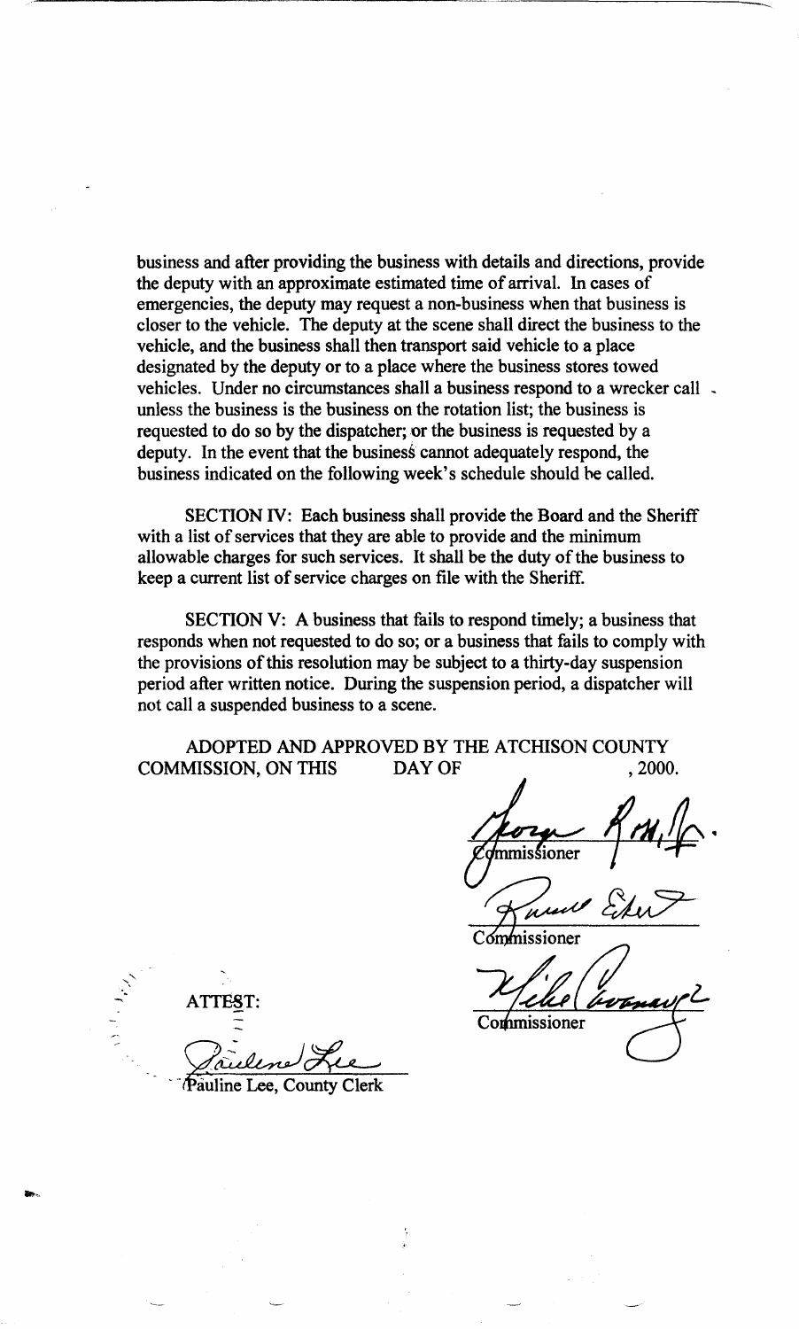business and after providing the business with details and directions, provide the deputy with an approximate estimated time of arrival. In cases of emergencies, the deputy may request a non-business when that business is closer to the vehicle. The deputy at the scene shall direct the business to the vehicle, and the business shall then transport said vehicle to a place designated by the deputy or to a place where the business stores towed vehicles. Under no circumstances shall a business respond to a wrecker call unless the business is the business on the rotation list; the business is requested to do so by the dispatcher; or the business is requested by a deputy. In the event that the business cannot adequately respond, the business indicated on the following week's schedule should be called.

SECTION IV: Each business shall provide the Board and the Sheriff with a list of services that they are able to provide and the minimum allowable charges for such services. It shall be the duty of the business to keep a current list of service charges on file with the Sheriff.

SECTION V: A business that fails to respond timely; a business that responds when not requested to do so; or a business that fails to comply with the provisions of this resolution may be subject to a thirty-day suspension period after written notice. During the suspension period, a dispatcher will not call a suspended business to a scene.

ADOPTED AND APPROVED BY THE ATCHISON COUNTY COMMISSION, ON THIS DAY OF , 2000.

Commissioner

Commissioner

Commissioner

ATTEST:

Pauline Lee, County Clerk